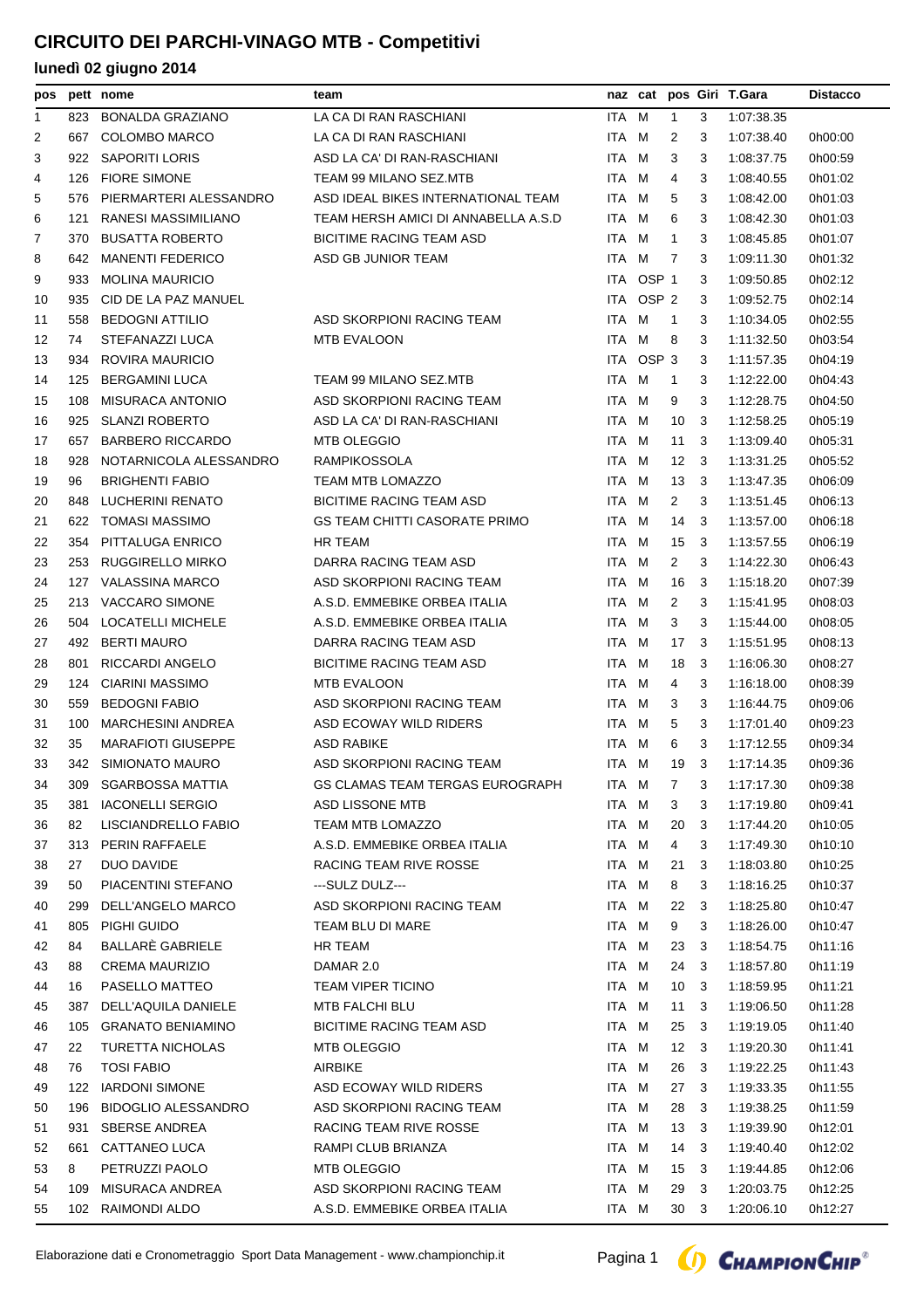# CIRCUITO DEI PARCHI-VINAGO MTB - Competitivi

## lunedì 02 giugno 2014

| pos | pett | nome | team | naz | cat | pos | Giri | T.Gara | Distacco |
|---|---|---|---|---|---|---|---|---|---|
| 1 | 823 | BONALDA GRAZIANO | LA CA DI RAN RASCHIANI | ITA | M | 1 | 3 | 1:07:38.35 | |
| 2 | 667 | COLOMBO MARCO | LA CA DI RAN RASCHIANI | ITA | M | 2 | 3 | 1:07:38.40 | 0h00:00 |
| 3 | 922 | SAPORITI LORIS | ASD LA CA' DI RAN-RASCHIANI | ITA | M | 3 | 3 | 1:08:37.75 | 0h00:59 |
| 4 | 126 | FIORE SIMONE | TEAM 99 MILANO SEZ.MTB | ITA | M | 4 | 3 | 1:08:40.55 | 0h01:02 |
| 5 | 576 | PIERMARTERI ALESSANDRO | ASD IDEAL BIKES INTERNATIONAL TEAM | ITA | M | 5 | 3 | 1:08:42.00 | 0h01:03 |
| 6 | 121 | RANESI MASSIMILIANO | TEAM HERSH AMICI DI ANNABELLA A.S.D | ITA | M | 6 | 3 | 1:08:42.30 | 0h01:03 |
| 7 | 370 | BUSATTA ROBERTO | BICITIME RACING TEAM ASD | ITA | M | 1 | 3 | 1:08:45.85 | 0h01:07 |
| 8 | 642 | MANENTI FEDERICO | ASD GB JUNIOR TEAM | ITA | M | 7 | 3 | 1:09:11.30 | 0h01:32 |
| 9 | 933 | MOLINA MAURICIO | | ITA | OSP | 1 | 3 | 1:09:50.85 | 0h02:12 |
| 10 | 935 | CID DE LA PAZ MANUEL | | ITA | OSP | 2 | 3 | 1:09:52.75 | 0h02:14 |
| 11 | 558 | BEDOGNI ATTILIO | ASD SKORPIONI RACING TEAM | ITA | M | 1 | 3 | 1:10:34.05 | 0h02:55 |
| 12 | 74 | STEFANAZZI LUCA | MTB EVALOON | ITA | M | 8 | 3 | 1:11:32.50 | 0h03:54 |
| 13 | 934 | ROVIRA MAURICIO | | ITA | OSP | 3 | 3 | 1:11:57.35 | 0h04:19 |
| 14 | 125 | BERGAMINI LUCA | TEAM 99 MILANO SEZ.MTB | ITA | M | 1 | 3 | 1:12:22.00 | 0h04:43 |
| 15 | 108 | MISURACA ANTONIO | ASD SKORPIONI RACING TEAM | ITA | M | 9 | 3 | 1:12:28.75 | 0h04:50 |
| 16 | 925 | SLANZI ROBERTO | ASD LA CA' DI RAN-RASCHIANI | ITA | M | 10 | 3 | 1:12:58.25 | 0h05:19 |
| 17 | 657 | BARBERO RICCARDO | MTB OLEGGIO | ITA | M | 11 | 3 | 1:13:09.40 | 0h05:31 |
| 18 | 928 | NOTARNICOLA ALESSANDRO | RAMPIKOSSOLA | ITA | M | 12 | 3 | 1:13:31.25 | 0h05:52 |
| 19 | 96 | BRIGHENTI FABIO | TEAM MTB LOMAZZO | ITA | M | 13 | 3 | 1:13:47.35 | 0h06:09 |
| 20 | 848 | LUCHERINI RENATO | BICITIME RACING TEAM ASD | ITA | M | 2 | 3 | 1:13:51.45 | 0h06:13 |
| 21 | 622 | TOMASI MASSIMO | GS TEAM CHITTI CASORATE PRIMO | ITA | M | 14 | 3 | 1:13:57.00 | 0h06:18 |
| 22 | 354 | PITTALUGA ENRICO | HR TEAM | ITA | M | 15 | 3 | 1:13:57.55 | 0h06:19 |
| 23 | 253 | RUGGIRELLO MIRKO | DARRA RACING TEAM ASD | ITA | M | 2 | 3 | 1:14:22.30 | 0h06:43 |
| 24 | 127 | VALASSINA MARCO | ASD SKORPIONI RACING TEAM | ITA | M | 16 | 3 | 1:15:18.20 | 0h07:39 |
| 25 | 213 | VACCARO SIMONE | A.S.D. EMMEBIKE ORBEA ITALIA | ITA | M | 2 | 3 | 1:15:41.95 | 0h08:03 |
| 26 | 504 | LOCATELLI MICHELE | A.S.D. EMMEBIKE ORBEA ITALIA | ITA | M | 3 | 3 | 1:15:44.00 | 0h08:05 |
| 27 | 492 | BERTI MAURO | DARRA RACING TEAM ASD | ITA | M | 17 | 3 | 1:15:51.95 | 0h08:13 |
| 28 | 801 | RICCARDI ANGELO | BICITIME RACING TEAM ASD | ITA | M | 18 | 3 | 1:16:06.30 | 0h08:27 |
| 29 | 124 | CIARINI MASSIMO | MTB EVALOON | ITA | M | 4 | 3 | 1:16:18.00 | 0h08:39 |
| 30 | 559 | BEDOGNI FABIO | ASD SKORPIONI RACING TEAM | ITA | M | 3 | 3 | 1:16:44.75 | 0h09:06 |
| 31 | 100 | MARCHESINI ANDREA | ASD ECOWAY WILD RIDERS | ITA | M | 5 | 3 | 1:17:01.40 | 0h09:23 |
| 32 | 35 | MARAFIOTI GIUSEPPE | ASD RABIKE | ITA | M | 6 | 3 | 1:17:12.55 | 0h09:34 |
| 33 | 342 | SIMIONATO MAURO | ASD SKORPIONI RACING TEAM | ITA | M | 19 | 3 | 1:17:14.35 | 0h09:36 |
| 34 | 309 | SGARBOSSA MATTIA | GS CLAMAS TEAM TERGAS EUROGRAPH | ITA | M | 7 | 3 | 1:17:17.30 | 0h09:38 |
| 35 | 381 | IACONELLI SERGIO | ASD LISSONE MTB | ITA | M | 3 | 3 | 1:17:19.80 | 0h09:41 |
| 36 | 82 | LISCIANDRELLO FABIO | TEAM MTB LOMAZZO | ITA | M | 20 | 3 | 1:17:44.20 | 0h10:05 |
| 37 | 313 | PERIN RAFFAELE | A.S.D. EMMEBIKE ORBEA ITALIA | ITA | M | 4 | 3 | 1:17:49.30 | 0h10:10 |
| 38 | 27 | DUO DAVIDE | RACING TEAM RIVE ROSSE | ITA | M | 21 | 3 | 1:18:03.80 | 0h10:25 |
| 39 | 50 | PIACENTINI STEFANO | ---SULZ DULZ--- | ITA | M | 8 | 3 | 1:18:16.25 | 0h10:37 |
| 40 | 299 | DELL'ANGELO MARCO | ASD SKORPIONI RACING TEAM | ITA | M | 22 | 3 | 1:18:25.80 | 0h10:47 |
| 41 | 805 | PIGHI GUIDO | TEAM BLU DI MARE | ITA | M | 9 | 3 | 1:18:26.00 | 0h10:47 |
| 42 | 84 | BALLARÈ GABRIELE | HR TEAM | ITA | M | 23 | 3 | 1:18:54.75 | 0h11:16 |
| 43 | 88 | CREMA MAURIZIO | DAMAR 2.0 | ITA | M | 24 | 3 | 1:18:57.80 | 0h11:19 |
| 44 | 16 | PASELLO MATTEO | TEAM VIPER TICINO | ITA | M | 10 | 3 | 1:18:59.95 | 0h11:21 |
| 45 | 387 | DELL'AQUILA DANIELE | MTB FALCHI BLU | ITA | M | 11 | 3 | 1:19:06.50 | 0h11:28 |
| 46 | 105 | GRANATO BENIAMINO | BICITIME RACING TEAM ASD | ITA | M | 25 | 3 | 1:19:19.05 | 0h11:40 |
| 47 | 22 | TURETTA NICHOLAS | MTB OLEGGIO | ITA | M | 12 | 3 | 1:19:20.30 | 0h11:41 |
| 48 | 76 | TOSI FABIO | AIRBIKE | ITA | M | 26 | 3 | 1:19:22.25 | 0h11:43 |
| 49 | 122 | IARDONI SIMONE | ASD ECOWAY WILD RIDERS | ITA | M | 27 | 3 | 1:19:33.35 | 0h11:55 |
| 50 | 196 | BIDOGLIO ALESSANDRO | ASD SKORPIONI RACING TEAM | ITA | M | 28 | 3 | 1:19:38.25 | 0h11:59 |
| 51 | 931 | SBERSE ANDREA | RACING TEAM RIVE ROSSE | ITA | M | 13 | 3 | 1:19:39.90 | 0h12:01 |
| 52 | 661 | CATTANEO LUCA | RAMPI CLUB BRIANZA | ITA | M | 14 | 3 | 1:19:40.40 | 0h12:02 |
| 53 | 8 | PETRUZZI PAOLO | MTB OLEGGIO | ITA | M | 15 | 3 | 1:19:44.85 | 0h12:06 |
| 54 | 109 | MISURACA ANDREA | ASD SKORPIONI RACING TEAM | ITA | M | 29 | 3 | 1:20:03.75 | 0h12:25 |
| 55 | 102 | RAIMONDI ALDO | A.S.D. EMMEBIKE ORBEA ITALIA | ITA | M | 30 | 3 | 1:20:06.10 | 0h12:27 |

Elaborazione dati e Cronometraggio Sport Data Management - www.championchip.it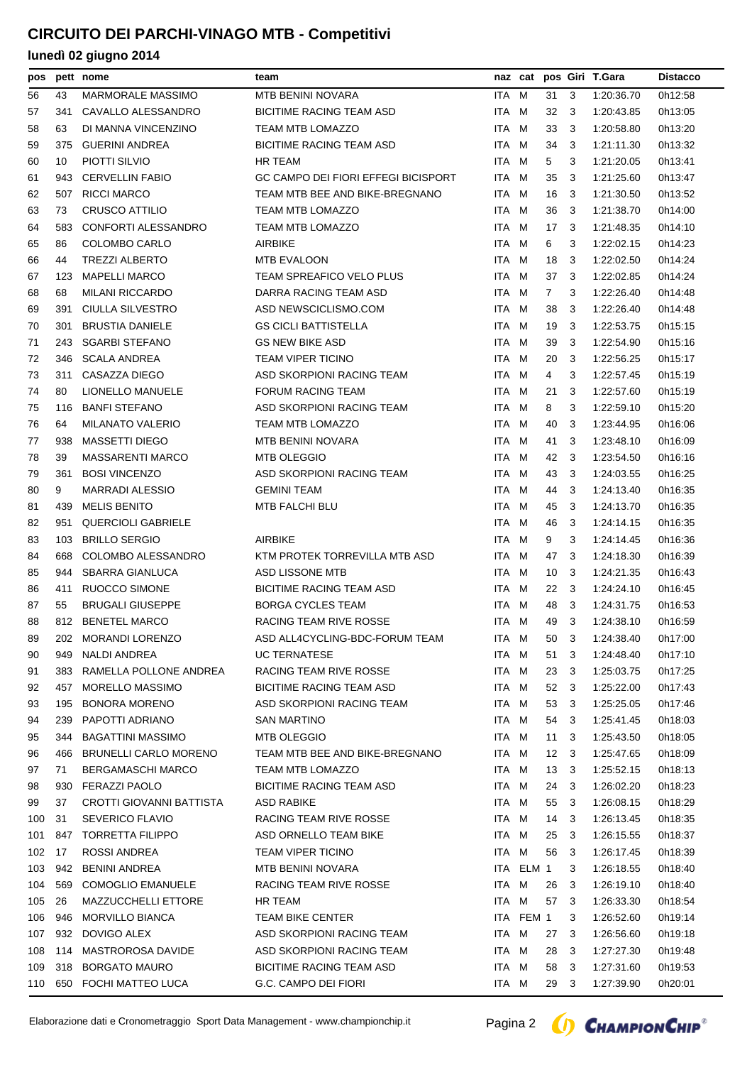# CIRCUITO DEI PARCHI-VINAGO MTB - Competitivi

## lunedì 02 giugno 2014

| pos | pett | nome | team | naz | cat | pos | Giri | T.Gara | Distacco |
|---|---|---|---|---|---|---|---|---|---|
| 56 | 43 | MARMORALE MASSIMO | MTB BENINI NOVARA | ITA | M | 31 | 3 | 1:20:36.70 | 0h12:58 |
| 57 | 341 | CAVALLO ALESSANDRO | BICITIME RACING TEAM ASD | ITA | M | 32 | 3 | 1:20:43.85 | 0h13:05 |
| 58 | 63 | DI MANNA VINCENZINO | TEAM MTB LOMAZZO | ITA | M | 33 | 3 | 1:20:58.80 | 0h13:20 |
| 59 | 375 | GUERINI ANDREA | BICITIME RACING TEAM ASD | ITA | M | 34 | 3 | 1:21:11.30 | 0h13:32 |
| 60 | 10 | PIOTTI SILVIO | HR TEAM | ITA | M | 5 | 3 | 1:21:20.05 | 0h13:41 |
| 61 | 943 | CERVELLIN FABIO | GC CAMPO DEI FIORI EFFEGI BICISPORT | ITA | M | 35 | 3 | 1:21:25.60 | 0h13:47 |
| 62 | 507 | RICCI MARCO | TEAM MTB BEE AND BIKE-BREGNANO | ITA | M | 16 | 3 | 1:21:30.50 | 0h13:52 |
| 63 | 73 | CRUSCO ATTILIO | TEAM MTB LOMAZZO | ITA | M | 36 | 3 | 1:21:38.70 | 0h14:00 |
| 64 | 583 | CONFORTI ALESSANDRO | TEAM MTB LOMAZZO | ITA | M | 17 | 3 | 1:21:48.35 | 0h14:10 |
| 65 | 86 | COLOMBO CARLO | AIRBIKE | ITA | M | 6 | 3 | 1:22:02.15 | 0h14:23 |
| 66 | 44 | TREZZI ALBERTO | MTB EVALOON | ITA | M | 18 | 3 | 1:22:02.50 | 0h14:24 |
| 67 | 123 | MAPELLI MARCO | TEAM SPREAFICO VELO PLUS | ITA | M | 37 | 3 | 1:22:02.85 | 0h14:24 |
| 68 | 68 | MILANI RICCARDO | DARRA RACING TEAM ASD | ITA | M | 7 | 3 | 1:22:26.40 | 0h14:48 |
| 69 | 391 | CIULLA SILVESTRO | ASD NEWSCICLISMO.COM | ITA | M | 38 | 3 | 1:22:26.40 | 0h14:48 |
| 70 | 301 | BRUSTIA DANIELE | GS CICLI BATTISTELLA | ITA | M | 19 | 3 | 1:22:53.75 | 0h15:15 |
| 71 | 243 | SGARBI STEFANO | GS NEW BIKE ASD | ITA | M | 39 | 3 | 1:22:54.90 | 0h15:16 |
| 72 | 346 | SCALA ANDREA | TEAM VIPER TICINO | ITA | M | 20 | 3 | 1:22:56.25 | 0h15:17 |
| 73 | 311 | CASAZZA DIEGO | ASD SKORPIONI RACING TEAM | ITA | M | 4 | 3 | 1:22:57.45 | 0h15:19 |
| 74 | 80 | LIONELLO MANUELE | FORUM RACING TEAM | ITA | M | 21 | 3 | 1:22:57.60 | 0h15:19 |
| 75 | 116 | BANFI STEFANO | ASD SKORPIONI RACING TEAM | ITA | M | 8 | 3 | 1:22:59.10 | 0h15:20 |
| 76 | 64 | MILANATO VALERIO | TEAM MTB LOMAZZO | ITA | M | 40 | 3 | 1:23:44.95 | 0h16:06 |
| 77 | 938 | MASSETTI DIEGO | MTB BENINI NOVARA | ITA | M | 41 | 3 | 1:23:48.10 | 0h16:09 |
| 78 | 39 | MASSARENTI MARCO | MTB OLEGGIO | ITA | M | 42 | 3 | 1:23:54.50 | 0h16:16 |
| 79 | 361 | BOSI VINCENZO | ASD SKORPIONI RACING TEAM | ITA | M | 43 | 3 | 1:24:03.55 | 0h16:25 |
| 80 | 9 | MARRADI ALESSIO | GEMINI TEAM | ITA | M | 44 | 3 | 1:24:13.40 | 0h16:35 |
| 81 | 439 | MELIS BENITO | MTB FALCHI BLU | ITA | M | 45 | 3 | 1:24:13.70 | 0h16:35 |
| 82 | 951 | QUERCIOLI GABRIELE | | ITA | M | 46 | 3 | 1:24:14.15 | 0h16:35 |
| 83 | 103 | BRILLO SERGIO | AIRBIKE | ITA | M | 9 | 3 | 1:24:14.45 | 0h16:36 |
| 84 | 668 | COLOMBO ALESSANDRO | KTM PROTEK TORREVILLA MTB ASD | ITA | M | 47 | 3 | 1:24:18.30 | 0h16:39 |
| 85 | 944 | SBARRA GIANLUCA | ASD LISSONE MTB | ITA | M | 10 | 3 | 1:24:21.35 | 0h16:43 |
| 86 | 411 | RUOCCO SIMONE | BICITIME RACING TEAM ASD | ITA | M | 22 | 3 | 1:24:24.10 | 0h16:45 |
| 87 | 55 | BRUGALI GIUSEPPE | BORGA CYCLES TEAM | ITA | M | 48 | 3 | 1:24:31.75 | 0h16:53 |
| 88 | 812 | BENETEL MARCO | RACING TEAM RIVE ROSSE | ITA | M | 49 | 3 | 1:24:38.10 | 0h16:59 |
| 89 | 202 | MORANDI LORENZO | ASD ALL4CYCLING-BDC-FORUM TEAM | ITA | M | 50 | 3 | 1:24:38.40 | 0h17:00 |
| 90 | 949 | NALDI ANDREA | UC TERNATESE | ITA | M | 51 | 3 | 1:24:48.40 | 0h17:10 |
| 91 | 383 | RAMELLA POLLONE ANDREA | RACING TEAM RIVE ROSSE | ITA | M | 23 | 3 | 1:25:03.75 | 0h17:25 |
| 92 | 457 | MORELLO MASSIMO | BICITIME RACING TEAM ASD | ITA | M | 52 | 3 | 1:25:22.00 | 0h17:43 |
| 93 | 195 | BONORA MORENO | ASD SKORPIONI RACING TEAM | ITA | M | 53 | 3 | 1:25:25.05 | 0h17:46 |
| 94 | 239 | PAPOTTI ADRIANO | SAN MARTINO | ITA | M | 54 | 3 | 1:25:41.45 | 0h18:03 |
| 95 | 344 | BAGATTINI MASSIMO | MTB OLEGGIO | ITA | M | 11 | 3 | 1:25:43.50 | 0h18:05 |
| 96 | 466 | BRUNELLI CARLO MORENO | TEAM MTB BEE AND BIKE-BREGNANO | ITA | M | 12 | 3 | 1:25:47.65 | 0h18:09 |
| 97 | 71 | BERGAMASCHI MARCO | TEAM MTB LOMAZZO | ITA | M | 13 | 3 | 1:25:52.15 | 0h18:13 |
| 98 | 930 | FERAZZI PAOLO | BICITIME RACING TEAM ASD | ITA | M | 24 | 3 | 1:26:02.20 | 0h18:23 |
| 99 | 37 | CROTTI GIOVANNI BATTISTA | ASD RABIKE | ITA | M | 55 | 3 | 1:26:08.15 | 0h18:29 |
| 100 | 31 | SEVERICO FLAVIO | RACING TEAM RIVE ROSSE | ITA | M | 14 | 3 | 1:26:13.45 | 0h18:35 |
| 101 | 847 | TORRETTA FILIPPO | ASD ORNELLO TEAM BIKE | ITA | M | 25 | 3 | 1:26:15.55 | 0h18:37 |
| 102 | 17 | ROSSI ANDREA | TEAM VIPER TICINO | ITA | M | 56 | 3 | 1:26:17.45 | 0h18:39 |
| 103 | 942 | BENINI ANDREA | MTB BENINI NOVARA | ITA | ELM | 1 | 3 | 1:26:18.55 | 0h18:40 |
| 104 | 569 | COMOGLIO EMANUELE | RACING TEAM RIVE ROSSE | ITA | M | 26 | 3 | 1:26:19.10 | 0h18:40 |
| 105 | 26 | MAZZUCCHELLI ETTORE | HR TEAM | ITA | M | 57 | 3 | 1:26:33.30 | 0h18:54 |
| 106 | 946 | MORVILLO BIANCA | TEAM BIKE CENTER | ITA | FEM | 1 | 3 | 1:26:52.60 | 0h19:14 |
| 107 | 932 | DOVIGO ALEX | ASD SKORPIONI RACING TEAM | ITA | M | 27 | 3 | 1:26:56.60 | 0h19:18 |
| 108 | 114 | MASTROROSA DAVIDE | ASD SKORPIONI RACING TEAM | ITA | M | 28 | 3 | 1:27:27.30 | 0h19:48 |
| 109 | 318 | BORGATO MAURO | BICITIME RACING TEAM ASD | ITA | M | 58 | 3 | 1:27:31.60 | 0h19:53 |
| 110 | 650 | FOCHI MATTEO LUCA | G.C. CAMPO DEI FIORI | ITA | M | 29 | 3 | 1:27:39.90 | 0h20:01 |

Elaborazione dati e Cronometraggio Sport Data Management - www.championchip.it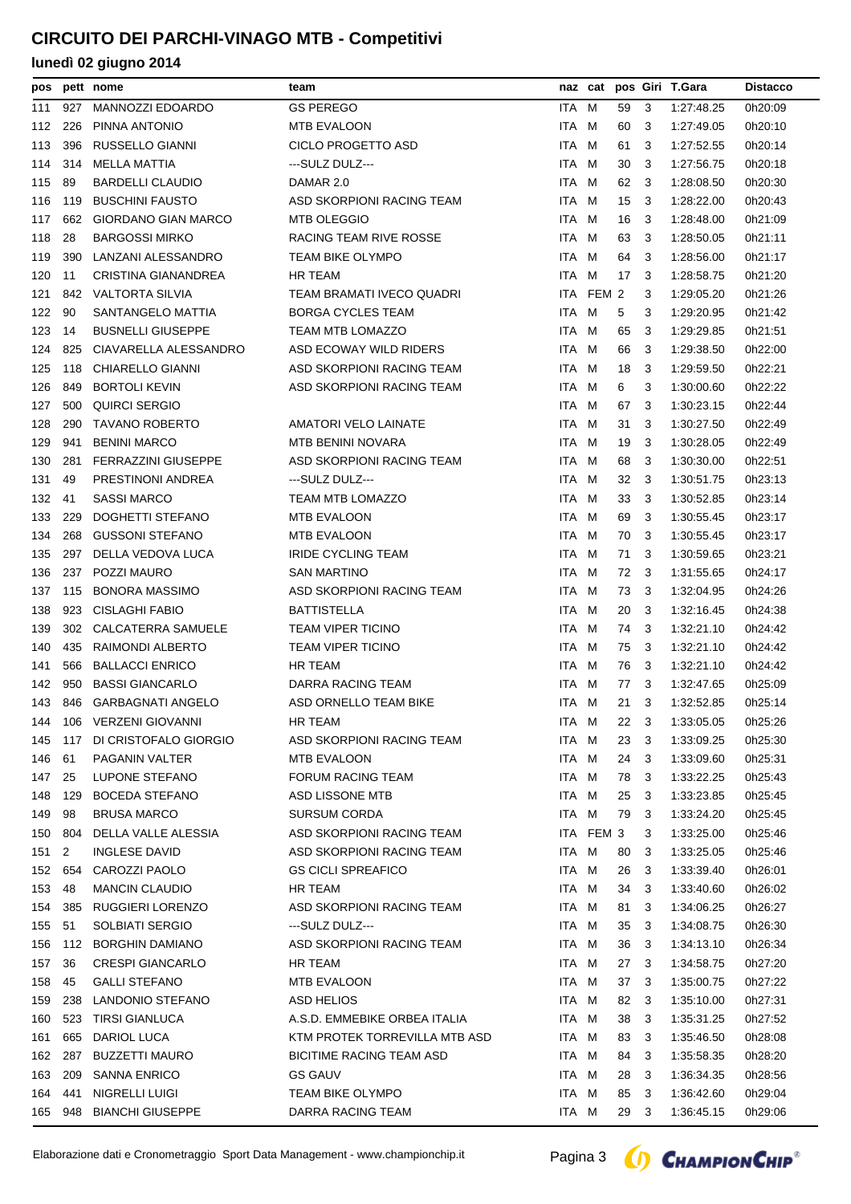# CIRCUITO DEI PARCHI-VINAGO MTB - Competitivi

## lunedì 02 giugno 2014

| pos | pett | nome | team | naz | cat | pos | Giri | T.Gara | Distacco |
|---|---|---|---|---|---|---|---|---|---|
| 111 | 927 | MANNOZZI EDOARDO | GS PEREGO | ITA | M | 59 | 3 | 1:27:48.25 | 0h20:09 |
| 112 | 226 | PINNA ANTONIO | MTB EVALOON | ITA | M | 60 | 3 | 1:27:49.05 | 0h20:10 |
| 113 | 396 | RUSSELLO GIANNI | CICLO PROGETTO ASD | ITA | M | 61 | 3 | 1:27:52.55 | 0h20:14 |
| 114 | 314 | MELLA MATTIA | ---SULZ DULZ--- | ITA | M | 30 | 3 | 1:27:56.75 | 0h20:18 |
| 115 | 89 | BARDELLI CLAUDIO | DAMAR 2.0 | ITA | M | 62 | 3 | 1:28:08.50 | 0h20:30 |
| 116 | 119 | BUSCHINI FAUSTO | ASD SKORPIONI RACING TEAM | ITA | M | 15 | 3 | 1:28:22.00 | 0h20:43 |
| 117 | 662 | GIORDANO GIAN MARCO | MTB OLEGGIO | ITA | M | 16 | 3 | 1:28:48.00 | 0h21:09 |
| 118 | 28 | BARGOSSI MIRKO | RACING TEAM RIVE ROSSE | ITA | M | 63 | 3 | 1:28:50.05 | 0h21:11 |
| 119 | 390 | LANZANI ALESSANDRO | TEAM BIKE OLYMPO | ITA | M | 64 | 3 | 1:28:56.00 | 0h21:17 |
| 120 | 11 | CRISTINA GIANANDREA | HR TEAM | ITA | M | 17 | 3 | 1:28:58.75 | 0h21:20 |
| 121 | 842 | VALTORTA SILVIA | TEAM BRAMATI IVECO QUADRI | ITA | FEM | 2 | 3 | 1:29:05.20 | 0h21:26 |
| 122 | 90 | SANTANGELO MATTIA | BORGA CYCLES TEAM | ITA | M | 5 | 3 | 1:29:20.95 | 0h21:42 |
| 123 | 14 | BUSNELLI GIUSEPPE | TEAM MTB LOMAZZO | ITA | M | 65 | 3 | 1:29:29.85 | 0h21:51 |
| 124 | 825 | CIAVARELLA ALESSANDRO | ASD ECOWAY WILD RIDERS | ITA | M | 66 | 3 | 1:29:38.50 | 0h22:00 |
| 125 | 118 | CHIARELLO GIANNI | ASD SKORPIONI RACING TEAM | ITA | M | 18 | 3 | 1:29:59.50 | 0h22:21 |
| 126 | 849 | BORTOLI KEVIN | ASD SKORPIONI RACING TEAM | ITA | M | 6 | 3 | 1:30:00.60 | 0h22:22 |
| 127 | 500 | QUIRCI SERGIO | | ITA | M | 67 | 3 | 1:30:23.15 | 0h22:44 |
| 128 | 290 | TAVANO ROBERTO | AMATORI VELO LAINATE | ITA | M | 31 | 3 | 1:30:27.50 | 0h22:49 |
| 129 | 941 | BENINI MARCO | MTB BENINI NOVARA | ITA | M | 19 | 3 | 1:30:28.05 | 0h22:49 |
| 130 | 281 | FERRAZZINI GIUSEPPE | ASD SKORPIONI RACING TEAM | ITA | M | 68 | 3 | 1:30:30.00 | 0h22:51 |
| 131 | 49 | PRESTINONI ANDREA | ---SULZ DULZ--- | ITA | M | 32 | 3 | 1:30:51.75 | 0h23:13 |
| 132 | 41 | SASSI MARCO | TEAM MTB LOMAZZO | ITA | M | 33 | 3 | 1:30:52.85 | 0h23:14 |
| 133 | 229 | DOGHETTI STEFANO | MTB EVALOON | ITA | M | 69 | 3 | 1:30:55.45 | 0h23:17 |
| 134 | 268 | GUSSONI STEFANO | MTB EVALOON | ITA | M | 70 | 3 | 1:30:55.45 | 0h23:17 |
| 135 | 297 | DELLA VEDOVA LUCA | IRIDE CYCLING TEAM | ITA | M | 71 | 3 | 1:30:59.65 | 0h23:21 |
| 136 | 237 | POZZI MAURO | SAN MARTINO | ITA | M | 72 | 3 | 1:31:55.65 | 0h24:17 |
| 137 | 115 | BONORA MASSIMO | ASD SKORPIONI RACING TEAM | ITA | M | 73 | 3 | 1:32:04.95 | 0h24:26 |
| 138 | 923 | CISLAGHI FABIO | BATTISTELLA | ITA | M | 20 | 3 | 1:32:16.45 | 0h24:38 |
| 139 | 302 | CALCATERRA SAMUELE | TEAM VIPER TICINO | ITA | M | 74 | 3 | 1:32:21.10 | 0h24:42 |
| 140 | 435 | RAIMONDI ALBERTO | TEAM VIPER TICINO | ITA | M | 75 | 3 | 1:32:21.10 | 0h24:42 |
| 141 | 566 | BALLACCI ENRICO | HR TEAM | ITA | M | 76 | 3 | 1:32:21.10 | 0h24:42 |
| 142 | 950 | BASSI GIANCARLO | DARRA RACING TEAM | ITA | M | 77 | 3 | 1:32:47.65 | 0h25:09 |
| 143 | 846 | GARBAGNATI ANGELO | ASD ORNELLO TEAM BIKE | ITA | M | 21 | 3 | 1:32:52.85 | 0h25:14 |
| 144 | 106 | VERZENI GIOVANNI | HR TEAM | ITA | M | 22 | 3 | 1:33:05.05 | 0h25:26 |
| 145 | 117 | DI CRISTOFALO GIORGIO | ASD SKORPIONI RACING TEAM | ITA | M | 23 | 3 | 1:33:09.25 | 0h25:30 |
| 146 | 61 | PAGANIN VALTER | MTB EVALOON | ITA | M | 24 | 3 | 1:33:09.60 | 0h25:31 |
| 147 | 25 | LUPONE STEFANO | FORUM RACING TEAM | ITA | M | 78 | 3 | 1:33:22.25 | 0h25:43 |
| 148 | 129 | BOCEDA STEFANO | ASD LISSONE MTB | ITA | M | 25 | 3 | 1:33:23.85 | 0h25:45 |
| 149 | 98 | BRUSA MARCO | SURSUM CORDA | ITA | M | 79 | 3 | 1:33:24.20 | 0h25:45 |
| 150 | 804 | DELLA VALLE ALESSIA | ASD SKORPIONI RACING TEAM | ITA | FEM | 3 | 3 | 1:33:25.00 | 0h25:46 |
| 151 | 2 | INGLESE DAVID | ASD SKORPIONI RACING TEAM | ITA | M | 80 | 3 | 1:33:25.05 | 0h25:46 |
| 152 | 654 | CAROZZI PAOLO | GS CICLI SPREAFICO | ITA | M | 26 | 3 | 1:33:39.40 | 0h26:01 |
| 153 | 48 | MANCIN CLAUDIO | HR TEAM | ITA | M | 34 | 3 | 1:33:40.60 | 0h26:02 |
| 154 | 385 | RUGGIERI LORENZO | ASD SKORPIONI RACING TEAM | ITA | M | 81 | 3 | 1:34:06.25 | 0h26:27 |
| 155 | 51 | SOLBIATI SERGIO | ---SULZ DULZ--- | ITA | M | 35 | 3 | 1:34:08.75 | 0h26:30 |
| 156 | 112 | BORGHIN DAMIANO | ASD SKORPIONI RACING TEAM | ITA | M | 36 | 3 | 1:34:13.10 | 0h26:34 |
| 157 | 36 | CRESPI GIANCARLO | HR TEAM | ITA | M | 27 | 3 | 1:34:58.75 | 0h27:20 |
| 158 | 45 | GALLI STEFANO | MTB EVALOON | ITA | M | 37 | 3 | 1:35:00.75 | 0h27:22 |
| 159 | 238 | LANDONIO STEFANO | ASD HELIOS | ITA | M | 82 | 3 | 1:35:10.00 | 0h27:31 |
| 160 | 523 | TIRSI GIANLUCA | A.S.D. EMMEBIKE ORBEA ITALIA | ITA | M | 38 | 3 | 1:35:31.25 | 0h27:52 |
| 161 | 665 | DARIOL LUCA | KTM PROTEK TORREVILLA MTB ASD | ITA | M | 83 | 3 | 1:35:46.50 | 0h28:08 |
| 162 | 287 | BUZZETTI MAURO | BICITIME RACING TEAM ASD | ITA | M | 84 | 3 | 1:35:58.35 | 0h28:20 |
| 163 | 209 | SANNA ENRICO | GS GAUV | ITA | M | 28 | 3 | 1:36:34.35 | 0h28:56 |
| 164 | 441 | NIGRELLI LUIGI | TEAM BIKE OLYMPO | ITA | M | 85 | 3 | 1:36:42.60 | 0h29:04 |
| 165 | 948 | BIANCHI GIUSEPPE | DARRA RACING TEAM | ITA | M | 29 | 3 | 1:36:45.15 | 0h29:06 |

Elaborazione dati e Cronometraggio Sport Data Management - www.championchip.it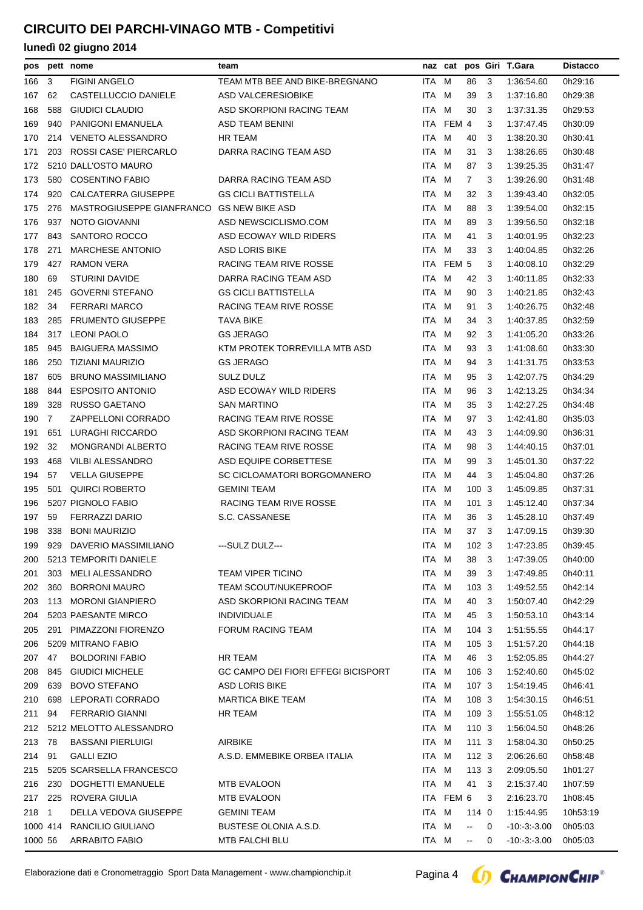# CIRCUITO DEI PARCHI-VINAGO MTB - Competitivi

## lunedì 02 giugno 2014

| pos | pett | nome | team | naz | cat | pos | Giri | T.Gara | Distacco |
|---|---|---|---|---|---|---|---|---|---|
| 166 | 3 | FIGINI ANGELO | TEAM MTB BEE AND BIKE-BREGNANO | ITA | M | 86 | 3 | 1:36:54.60 | 0h29:16 |
| 167 | 62 | CASTELLUCCIO DANIELE | ASD VALCERESIOBIKE | ITA | M | 39 | 3 | 1:37:16.80 | 0h29:38 |
| 168 | 588 | GIUDICI CLAUDIO | ASD SKORPIONI RACING TEAM | ITA | M | 30 | 3 | 1:37:31.35 | 0h29:53 |
| 169 | 940 | PANIGONI EMANUELA | ASD TEAM BENINI | ITA | FEM | 4 | 3 | 1:37:47.45 | 0h30:09 |
| 170 | 214 | VENETO ALESSANDRO | HR TEAM | ITA | M | 40 | 3 | 1:38:20.30 | 0h30:41 |
| 171 | 203 | ROSSI CASE' PIERCARLO | DARRA RACING TEAM ASD | ITA | M | 31 | 3 | 1:38:26.65 | 0h30:48 |
| 172 | 5210 | DALL'OSTO MAURO | | ITA | M | 87 | 3 | 1:39:25.35 | 0h31:47 |
| 173 | 580 | COSENTINO FABIO | DARRA RACING TEAM ASD | ITA | M | 7 | 3 | 1:39:26.90 | 0h31:48 |
| 174 | 920 | CALCATERRA GIUSEPPE | GS CICLI BATTISTELLA | ITA | M | 32 | 3 | 1:39:43.40 | 0h32:05 |
| 175 | 276 | MASTROGIUSEPPE GIANFRANCO | GS NEW BIKE ASD | ITA | M | 88 | 3 | 1:39:54.00 | 0h32:15 |
| 176 | 937 | NOTO GIOVANNI | ASD NEWSCICLISMO.COM | ITA | M | 89 | 3 | 1:39:56.50 | 0h32:18 |
| 177 | 843 | SANTORO ROCCO | ASD ECOWAY WILD RIDERS | ITA | M | 41 | 3 | 1:40:01.95 | 0h32:23 |
| 178 | 271 | MARCHESE ANTONIO | ASD LORIS BIKE | ITA | M | 33 | 3 | 1:40:04.85 | 0h32:26 |
| 179 | 427 | RAMON VERA | RACING TEAM RIVE ROSSE | ITA | FEM | 5 | 3 | 1:40:08.10 | 0h32:29 |
| 180 | 69 | STURINI DAVIDE | DARRA RACING TEAM ASD | ITA | M | 42 | 3 | 1:40:11.85 | 0h32:33 |
| 181 | 245 | GOVERNI STEFANO | GS CICLI BATTISTELLA | ITA | M | 90 | 3 | 1:40:21.85 | 0h32:43 |
| 182 | 34 | FERRARI MARCO | RACING TEAM RIVE ROSSE | ITA | M | 91 | 3 | 1:40:26.75 | 0h32:48 |
| 183 | 285 | FRUMENTO GIUSEPPE | TAVA BIKE | ITA | M | 34 | 3 | 1:40:37.85 | 0h32:59 |
| 184 | 317 | LEONI PAOLO | GS JERAGO | ITA | M | 92 | 3 | 1:41:05.20 | 0h33:26 |
| 185 | 945 | BAIGUERA MASSIMO | KTM PROTEK TORREVILLA MTB ASD | ITA | M | 93 | 3 | 1:41:08.60 | 0h33:30 |
| 186 | 250 | TIZIANI MAURIZIO | GS JERAGO | ITA | M | 94 | 3 | 1:41:31.75 | 0h33:53 |
| 187 | 605 | BRUNO MASSIMILIANO | SULZ DULZ | ITA | M | 95 | 3 | 1:42:07.75 | 0h34:29 |
| 188 | 844 | ESPOSITO ANTONIO | ASD ECOWAY WILD RIDERS | ITA | M | 96 | 3 | 1:42:13.25 | 0h34:34 |
| 189 | 328 | RUSSO GAETANO | SAN MARTINO | ITA | M | 35 | 3 | 1:42:27.25 | 0h34:48 |
| 190 | 7 | ZAPPELLONI CORRADO | RACING TEAM RIVE ROSSE | ITA | M | 97 | 3 | 1:42:41.80 | 0h35:03 |
| 191 | 651 | LURAGHI RICCARDO | ASD SKORPIONI RACING TEAM | ITA | M | 43 | 3 | 1:44:09.90 | 0h36:31 |
| 192 | 32 | MONGRANDI ALBERTO | RACING TEAM RIVE ROSSE | ITA | M | 98 | 3 | 1:44:40.15 | 0h37:01 |
| 193 | 468 | VILBI ALESSANDRO | ASD EQUIPE CORBETTESE | ITA | M | 99 | 3 | 1:45:01.30 | 0h37:22 |
| 194 | 57 | VELLA GIUSEPPE | SC CICLOAMATORI BORGOMANERO | ITA | M | 44 | 3 | 1:45:04.80 | 0h37:26 |
| 195 | 501 | QUIRCI ROBERTO | GEMINI TEAM | ITA | M | 100 | 3 | 1:45:09.85 | 0h37:31 |
| 196 | 5207 | PIGNOLO FABIO | RACING TEAM RIVE ROSSE | ITA | M | 101 | 3 | 1:45:12.40 | 0h37:34 |
| 197 | 59 | FERRAZZI DARIO | S.C. CASSANESE | ITA | M | 36 | 3 | 1:45:28.10 | 0h37:49 |
| 198 | 338 | BONI MAURIZIO | | ITA | M | 37 | 3 | 1:47:09.15 | 0h39:30 |
| 199 | 929 | DAVERIO MASSIMILIANO | ---SULZ DULZ--- | ITA | M | 102 | 3 | 1:47:23.85 | 0h39:45 |
| 200 | 5213 | TEMPORITI DANIELE | | ITA | M | 38 | 3 | 1:47:39.05 | 0h40:00 |
| 201 | 303 | MELI ALESSANDRO | TEAM VIPER TICINO | ITA | M | 39 | 3 | 1:47:49.85 | 0h40:11 |
| 202 | 360 | BORRONI MAURO | TEAM SCOUT/NUKEPROOF | ITA | M | 103 | 3 | 1:49:52.55 | 0h42:14 |
| 203 | 113 | MORONI GIANPIERO | ASD SKORPIONI RACING TEAM | ITA | M | 40 | 3 | 1:50:07.40 | 0h42:29 |
| 204 | 5203 | PAESANTE MIRCO | INDIVIDUALE | ITA | M | 45 | 3 | 1:50:53.10 | 0h43:14 |
| 205 | 291 | PIMAZZONI FIORENZO | FORUM RACING TEAM | ITA | M | 104 | 3 | 1:51:55.55 | 0h44:17 |
| 206 | 5209 | MITRANO FABIO | | ITA | M | 105 | 3 | 1:51:57.20 | 0h44:18 |
| 207 | 47 | BOLDORINI FABIO | HR TEAM | ITA | M | 46 | 3 | 1:52:05.85 | 0h44:27 |
| 208 | 845 | GIUDICI MICHELE | GC CAMPO DEI FIORI EFFEGI BICISPORT | ITA | M | 106 | 3 | 1:52:40.60 | 0h45:02 |
| 209 | 639 | BOVO STEFANO | ASD LORIS BIKE | ITA | M | 107 | 3 | 1:54:19.45 | 0h46:41 |
| 210 | 698 | LEPORATI CORRADO | MARTICA BIKE TEAM | ITA | M | 108 | 3 | 1:54:30.15 | 0h46:51 |
| 211 | 94 | FERRARIO GIANNI | HR TEAM | ITA | M | 109 | 3 | 1:55:51.05 | 0h48:12 |
| 212 | 5212 | MELOTTO ALESSANDRO | | ITA | M | 110 | 3 | 1:56:04.50 | 0h48:26 |
| 213 | 78 | BASSANI PIERLUIGI | AIRBIKE | ITA | M | 111 | 3 | 1:58:04.30 | 0h50:25 |
| 214 | 91 | GALLI EZIO | A.S.D. EMMEBIKE ORBEA ITALIA | ITA | M | 112 | 3 | 2:06:26.60 | 0h58:48 |
| 215 | 5205 | SCARSELLA FRANCESCO | | ITA | M | 113 | 3 | 2:09:05.50 | 1h01:27 |
| 216 | 230 | DOGHETTI EMANUELE | MTB EVALOON | ITA | M | 41 | 3 | 2:15:37.40 | 1h07:59 |
| 217 | 225 | ROVERA GIULIA | MTB EVALOON | ITA | FEM | 6 | 3 | 2:16:23.70 | 1h08:45 |
| 218 | 1 | DELLA VEDOVA GIUSEPPE | GEMINI TEAM | ITA | M | 114 | 0 | 1:15:44.95 | 10h53:19 |
| 1000 | 414 | RANCILIO GIULIANO | BUSTESE OLONIA A.S.D. | ITA | M | -- | 0 | -10:-3:-3.00 | 0h05:03 |
| 1000 | 56 | ARRABITO FABIO | MTB FALCHI BLU | ITA | M | -- | 0 | -10:-3:-3.00 | 0h05:03 |

Elaborazione dati e Cronometraggio Sport Data Management - www.championchip.it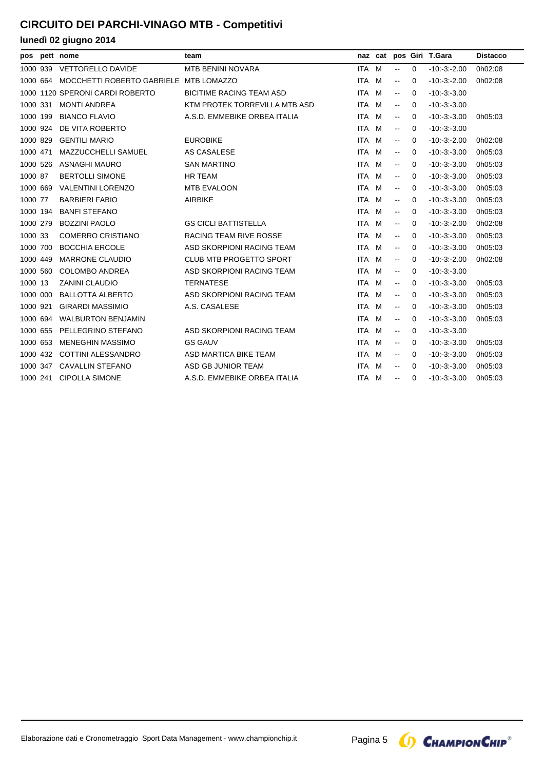# CIRCUITO DEI PARCHI-VINAGO MTB - Competitivi

## lunedì 02 giugno 2014

| pos | pett | nome | team | naz | cat | pos | Giri | T.Gara | Distacco |
|---|---|---|---|---|---|---|---|---|---|
| 1000 | 939 | VETTORELLO DAVIDE | MTB BENINI NOVARA | ITA | M | -- | 0 | -10:-3:-2.00 | 0h02:08 |
| 1000 | 664 | MOCCHETTI ROBERTO GABRIELE | MTB LOMAZZO | ITA | M | -- | 0 | -10:-3:-2.00 | 0h02:08 |
| 1000 | 1120 | SPERONI CARDI ROBERTO | BICITIME RACING TEAM ASD | ITA | M | -- | 0 | -10:-3:-3.00 | |
| 1000 | 331 | MONTI ANDREA | KTM PROTEK TORREVILLA MTB ASD | ITA | M | -- | 0 | -10:-3:-3.00 | |
| 1000 | 199 | BIANCO FLAVIO | A.S.D. EMMEBIKE ORBEA ITALIA | ITA | M | -- | 0 | -10:-3:-3.00 | 0h05:03 |
| 1000 | 924 | DE VITA ROBERTO | | ITA | M | -- | 0 | -10:-3:-3.00 | |
| 1000 | 829 | GENTILI MARIO | EUROBIKE | ITA | M | -- | 0 | -10:-3:-2.00 | 0h02:08 |
| 1000 | 471 | MAZZUCCHELLI SAMUEL | AS CASALESE | ITA | M | -- | 0 | -10:-3:-3.00 | 0h05:03 |
| 1000 | 526 | ASNAGHI MAURO | SAN MARTINO | ITA | M | -- | 0 | -10:-3:-3.00 | 0h05:03 |
| 1000 | 87 | BERTOLLI SIMONE | HR TEAM | ITA | M | -- | 0 | -10:-3:-3.00 | 0h05:03 |
| 1000 | 669 | VALENTINI LORENZO | MTB EVALOON | ITA | M | -- | 0 | -10:-3:-3.00 | 0h05:03 |
| 1000 | 77 | BARBIERI FABIO | AIRBIKE | ITA | M | -- | 0 | -10:-3:-3.00 | 0h05:03 |
| 1000 | 194 | BANFI STEFANO | | ITA | M | -- | 0 | -10:-3:-3.00 | 0h05:03 |
| 1000 | 279 | BOZZINI PAOLO | GS CICLI BATTISTELLA | ITA | M | -- | 0 | -10:-3:-2.00 | 0h02:08 |
| 1000 | 33 | COMERRO CRISTIANO | RACING TEAM RIVE ROSSE | ITA | M | -- | 0 | -10:-3:-3.00 | 0h05:03 |
| 1000 | 700 | BOCCHIA ERCOLE | ASD SKORPIONI RACING TEAM | ITA | M | -- | 0 | -10:-3:-3.00 | 0h05:03 |
| 1000 | 449 | MARRONE CLAUDIO | CLUB MTB PROGETTO SPORT | ITA | M | -- | 0 | -10:-3:-2.00 | 0h02:08 |
| 1000 | 560 | COLOMBO ANDREA | ASD SKORPIONI RACING TEAM | ITA | M | -- | 0 | -10:-3:-3.00 | |
| 1000 | 13 | ZANINI CLAUDIO | TERNATESE | ITA | M | -- | 0 | -10:-3:-3.00 | 0h05:03 |
| 1000 | 000 | BALLOTTA ALBERTO | ASD SKORPIONI RACING TEAM | ITA | M | -- | 0 | -10:-3:-3.00 | 0h05:03 |
| 1000 | 921 | GIRARDI MASSIMIO | A.S. CASALESE | ITA | M | -- | 0 | -10:-3:-3.00 | 0h05:03 |
| 1000 | 694 | WALBURTON BENJAMIN | | ITA | M | -- | 0 | -10:-3:-3.00 | 0h05:03 |
| 1000 | 655 | PELLEGRINO STEFANO | ASD SKORPIONI RACING TEAM | ITA | M | -- | 0 | -10:-3:-3.00 | |
| 1000 | 653 | MENEGHIN MASSIMO | GS GAUV | ITA | M | -- | 0 | -10:-3:-3.00 | 0h05:03 |
| 1000 | 432 | COTTINI ALESSANDRO | ASD MARTICA BIKE TEAM | ITA | M | -- | 0 | -10:-3:-3.00 | 0h05:03 |
| 1000 | 347 | CAVALLIN STEFANO | ASD GB JUNIOR TEAM | ITA | M | -- | 0 | -10:-3:-3.00 | 0h05:03 |
| 1000 | 241 | CIPOLLA SIMONE | A.S.D. EMMEBIKE ORBEA ITALIA | ITA | M | -- | 0 | -10:-3:-3.00 | 0h05:03 |

Elaborazione dati e Cronometraggio Sport Data Management - www.championchip.it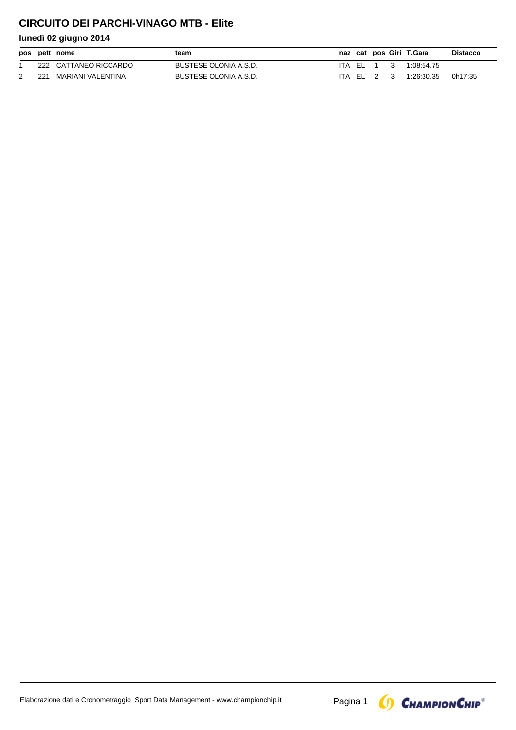# CIRCUITO DEI PARCHI-VINAGO MTB - Elite

### lunedì 02 giugno 2014

| pos | pett | nome | team | naz | cat | pos | Giri | T.Gara | Distacco |
|---|---|---|---|---|---|---|---|---|---|
| 1 | 222 | CATTANEO RICCARDO | BUSTESE OLONIA A.S.D. | ITA | EL | 1 | 3 | 1:08:54.75 | |
| 2 | 221 | MARIANI VALENTINA | BUSTESE OLONIA A.S.D. | ITA | EL | 2 | 3 | 1:26:30.35 | 0h17:35 |

Elaborazione dati e Cronometraggio Sport Data Management - www.championchip.it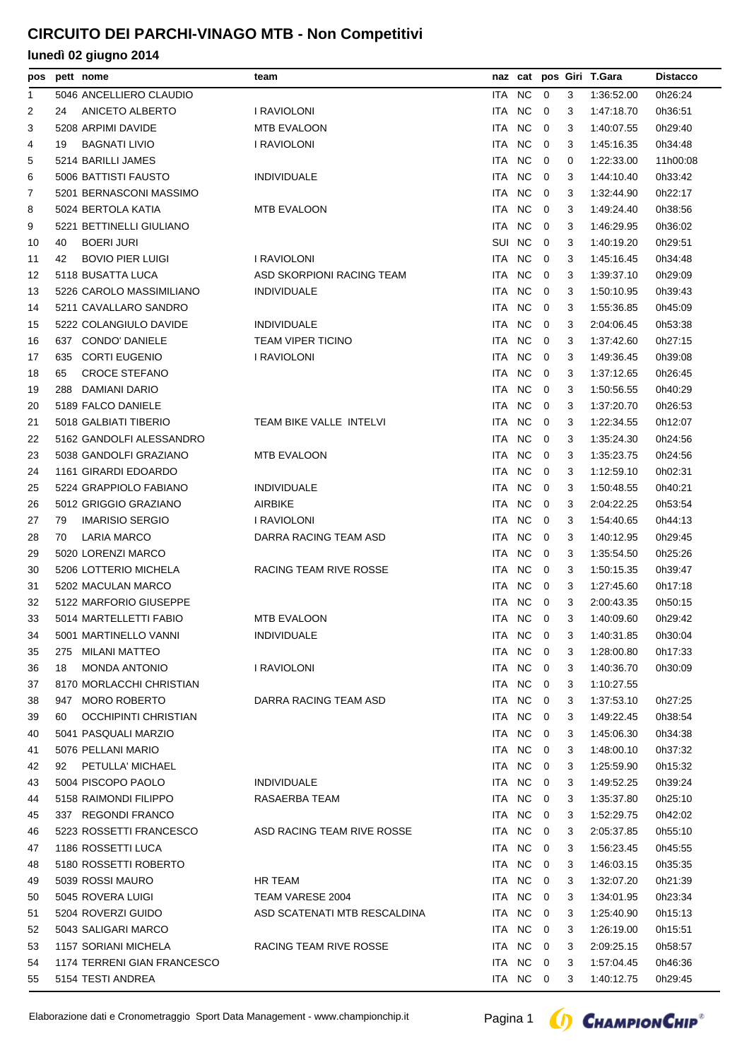# CIRCUITO DEI PARCHI-VINAGO MTB - Non Competitivi

## lunedì 02 giugno 2014

| pos | pett | nome | team | naz | cat | pos | Giri | T.Gara | Distacco |
|---|---|---|---|---|---|---|---|---|---|
| 1 | 5046 | ANCELLIERO CLAUDIO | | ITA | NC | 0 | 3 | 1:36:52.00 | 0h26:24 |
| 2 | 24 | ANICETO ALBERTO | I RAVIOLONI | ITA | NC | 0 | 3 | 1:47:18.70 | 0h36:51 |
| 3 | 5208 | ARPIMI DAVIDE | MTB EVALOON | ITA | NC | 0 | 3 | 1:40:07.55 | 0h29:40 |
| 4 | 19 | BAGNATI LIVIO | I RAVIOLONI | ITA | NC | 0 | 3 | 1:45:16.35 | 0h34:48 |
| 5 | 5214 | BARILLI JAMES | | ITA | NC | 0 | 0 | 1:22:33.00 | 11h00:08 |
| 6 | 5006 | BATTISTI FAUSTO | INDIVIDUALE | ITA | NC | 0 | 3 | 1:44:10.40 | 0h33:42 |
| 7 | 5201 | BERNASCONI MASSIMO | | ITA | NC | 0 | 3 | 1:32:44.90 | 0h22:17 |
| 8 | 5024 | BERTOLA KATIA | MTB EVALOON | ITA | NC | 0 | 3 | 1:49:24.40 | 0h38:56 |
| 9 | 5221 | BETTINELLI GIULIANO | | ITA | NC | 0 | 3 | 1:46:29.95 | 0h36:02 |
| 10 | 40 | BOERI JURI | | SUI | NC | 0 | 3 | 1:40:19.20 | 0h29:51 |
| 11 | 42 | BOVIO PIER LUIGI | I RAVIOLONI | ITA | NC | 0 | 3 | 1:45:16.45 | 0h34:48 |
| 12 | 5118 | BUSATTA LUCA | ASD SKORPIONI RACING TEAM | ITA | NC | 0 | 3 | 1:39:37.10 | 0h29:09 |
| 13 | 5226 | CAROLO MASSIMILIANO | INDIVIDUALE | ITA | NC | 0 | 3 | 1:50:10.95 | 0h39:43 |
| 14 | 5211 | CAVALLARO SANDRO | | ITA | NC | 0 | 3 | 1:55:36.85 | 0h45:09 |
| 15 | 5222 | COLANGIULO DAVIDE | INDIVIDUALE | ITA | NC | 0 | 3 | 2:04:06.45 | 0h53:38 |
| 16 | 637 | CONDO' DANIELE | TEAM VIPER TICINO | ITA | NC | 0 | 3 | 1:37:42.60 | 0h27:15 |
| 17 | 635 | CORTI EUGENIO | I RAVIOLONI | ITA | NC | 0 | 3 | 1:49:36.45 | 0h39:08 |
| 18 | 65 | CROCE STEFANO | | ITA | NC | 0 | 3 | 1:37:12.65 | 0h26:45 |
| 19 | 288 | DAMIANI DARIO | | ITA | NC | 0 | 3 | 1:50:56.55 | 0h40:29 |
| 20 | 5189 | FALCO DANIELE | | ITA | NC | 0 | 3 | 1:37:20.70 | 0h26:53 |
| 21 | 5018 | GALBIATI TIBERIO | TEAM BIKE VALLE INTELVI | ITA | NC | 0 | 3 | 1:22:34.55 | 0h12:07 |
| 22 | 5162 | GANDOLFI ALESSANDRO | | ITA | NC | 0 | 3 | 1:35:24.30 | 0h24:56 |
| 23 | 5038 | GANDOLFI GRAZIANO | MTB EVALOON | ITA | NC | 0 | 3 | 1:35:23.75 | 0h24:56 |
| 24 | 1161 | GIRARDI EDOARDO | | ITA | NC | 0 | 3 | 1:12:59.10 | 0h02:31 |
| 25 | 5224 | GRAPPIOLO FABIANO | INDIVIDUALE | ITA | NC | 0 | 3 | 1:50:48.55 | 0h40:21 |
| 26 | 5012 | GRIGGIO GRAZIANO | AIRBIKE | ITA | NC | 0 | 3 | 2:04:22.25 | 0h53:54 |
| 27 | 79 | IMARISIO SERGIO | I RAVIOLONI | ITA | NC | 0 | 3 | 1:54:40.65 | 0h44:13 |
| 28 | 70 | LARIA MARCO | DARRA RACING TEAM ASD | ITA | NC | 0 | 3 | 1:40:12.95 | 0h29:45 |
| 29 | 5020 | LORENZI MARCO | | ITA | NC | 0 | 3 | 1:35:54.50 | 0h25:26 |
| 30 | 5206 | LOTTERIO MICHELA | RACING TEAM RIVE ROSSE | ITA | NC | 0 | 3 | 1:50:15.35 | 0h39:47 |
| 31 | 5202 | MACULAN MARCO | | ITA | NC | 0 | 3 | 1:27:45.60 | 0h17:18 |
| 32 | 5122 | MARFORIO GIUSEPPE | | ITA | NC | 0 | 3 | 2:00:43.35 | 0h50:15 |
| 33 | 5014 | MARTELLETTI FABIO | MTB EVALOON | ITA | NC | 0 | 3 | 1:40:09.60 | 0h29:42 |
| 34 | 5001 | MARTINELLO VANNI | INDIVIDUALE | ITA | NC | 0 | 3 | 1:40:31.85 | 0h30:04 |
| 35 | 275 | MILANI MATTEO | | ITA | NC | 0 | 3 | 1:28:00.80 | 0h17:33 |
| 36 | 18 | MONDA ANTONIO | I RAVIOLONI | ITA | NC | 0 | 3 | 1:40:36.70 | 0h30:09 |
| 37 | 8170 | MORLACCHI CHRISTIAN | | ITA | NC | 0 | 3 | 1:10:27.55 | |
| 38 | 947 | MORO ROBERTO | DARRA RACING TEAM ASD | ITA | NC | 0 | 3 | 1:37:53.10 | 0h27:25 |
| 39 | 60 | OCCHIPINTI CHRISTIAN | | ITA | NC | 0 | 3 | 1:49:22.45 | 0h38:54 |
| 40 | 5041 | PASQUALI MARZIO | | ITA | NC | 0 | 3 | 1:45:06.30 | 0h34:38 |
| 41 | 5076 | PELLANI MARIO | | ITA | NC | 0 | 3 | 1:48:00.10 | 0h37:32 |
| 42 | 92 | PETULLA' MICHAEL | | ITA | NC | 0 | 3 | 1:25:59.90 | 0h15:32 |
| 43 | 5004 | PISCOPO PAOLO | INDIVIDUALE | ITA | NC | 0 | 3 | 1:49:52.25 | 0h39:24 |
| 44 | 5158 | RAIMONDI FILIPPO | RASAERBA TEAM | ITA | NC | 0 | 3 | 1:35:37.80 | 0h25:10 |
| 45 | 337 | REGONDI FRANCO | | ITA | NC | 0 | 3 | 1:52:29.75 | 0h42:02 |
| 46 | 5223 | ROSSETTI FRANCESCO | ASD RACING TEAM RIVE ROSSE | ITA | NC | 0 | 3 | 2:05:37.85 | 0h55:10 |
| 47 | 1186 | ROSSETTI LUCA | | ITA | NC | 0 | 3 | 1:56:23.45 | 0h45:55 |
| 48 | 5180 | ROSSETTI ROBERTO | | ITA | NC | 0 | 3 | 1:46:03.15 | 0h35:35 |
| 49 | 5039 | ROSSI MAURO | HR TEAM | ITA | NC | 0 | 3 | 1:32:07.20 | 0h21:39 |
| 50 | 5045 | ROVERA LUIGI | TEAM VARESE 2004 | ITA | NC | 0 | 3 | 1:34:01.95 | 0h23:34 |
| 51 | 5204 | ROVERZI GUIDO | ASD SCATENATI MTB RESCALDINA | ITA | NC | 0 | 3 | 1:25:40.90 | 0h15:13 |
| 52 | 5043 | SALIGARI MARCO | | ITA | NC | 0 | 3 | 1:26:19.00 | 0h15:51 |
| 53 | 1157 | SORIANI MICHELA | RACING TEAM RIVE ROSSE | ITA | NC | 0 | 3 | 2:09:25.15 | 0h58:57 |
| 54 | 1174 | TERRENI GIAN FRANCESCO | | ITA | NC | 0 | 3 | 1:57:04.45 | 0h46:36 |
| 55 | 5154 | TESTI ANDREA | | ITA | NC | 0 | 3 | 1:40:12.75 | 0h29:45 |

Elaborazione dati e Cronometraggio Sport Data Management - www.championchip.it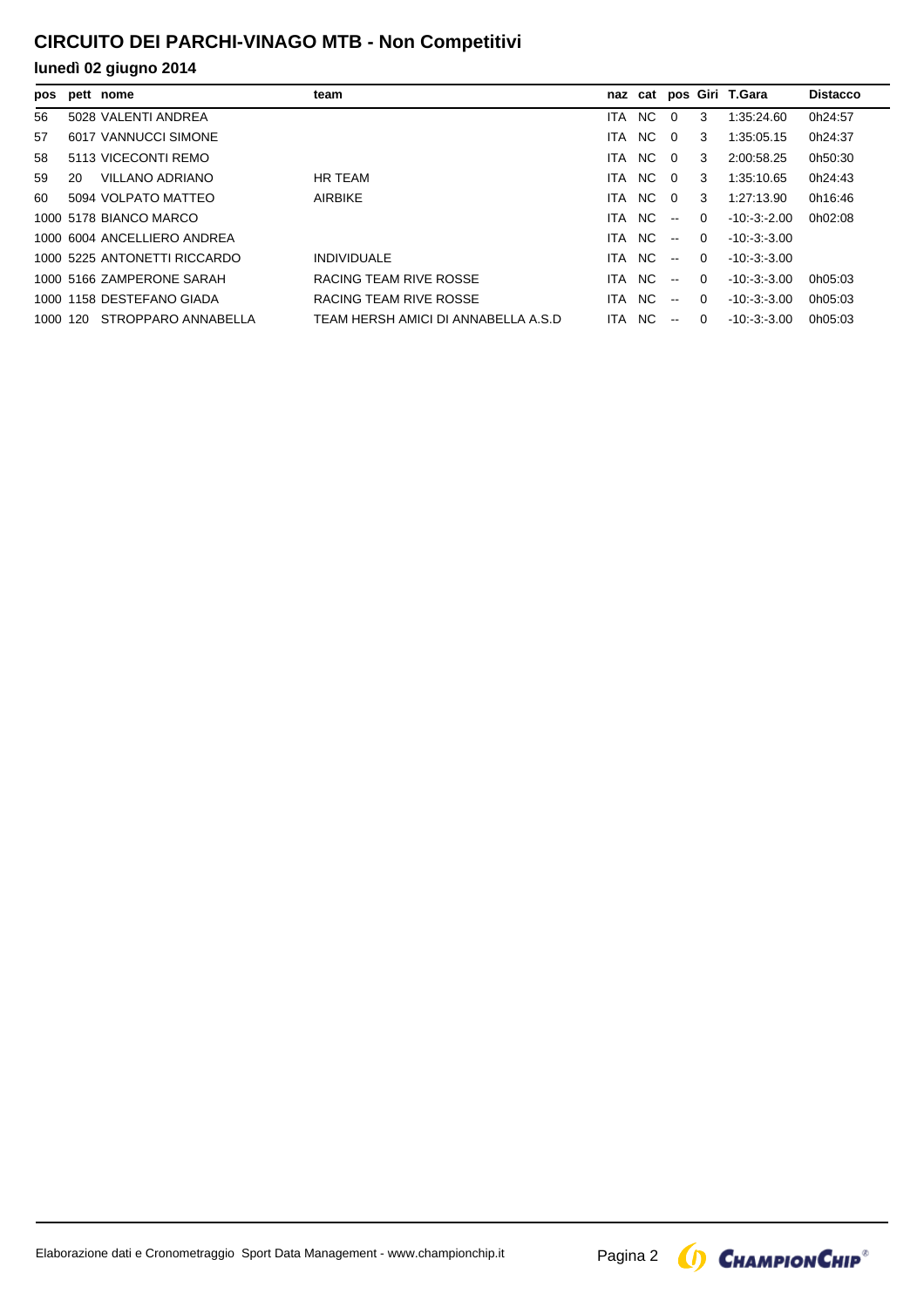# CIRCUITO DEI PARCHI-VINAGO MTB - Non Competitivi

## lunedì 02 giugno 2014

| pos | pett | nome | team | naz | cat | pos | Giri | T.Gara | Distacco |
|---|---|---|---|---|---|---|---|---|---|
| 56 | 5028 | VALENTI ANDREA | | ITA | NC | 0 | 3 | 1:35:24.60 | 0h24:57 |
| 57 | 6017 | VANNUCCI SIMONE | | ITA | NC | 0 | 3 | 1:35:05.15 | 0h24:37 |
| 58 | 5113 | VICECONTI REMO | | ITA | NC | 0 | 3 | 2:00:58.25 | 0h50:30 |
| 59 | 20 | VILLANO ADRIANO | HR TEAM | ITA | NC | 0 | 3 | 1:35:10.65 | 0h24:43 |
| 60 | 5094 | VOLPATO MATTEO | AIRBIKE | ITA | NC | 0 | 3 | 1:27:13.90 | 0h16:46 |
| 1000 | 5178 | BIANCO MARCO | | ITA | NC | -- | 0 | -10:-3:-2.00 | 0h02:08 |
| 1000 | 6004 | ANCELLIERO ANDREA | | ITA | NC | -- | 0 | -10:-3:-3.00 | |
| 1000 | 5225 | ANTONETTI RICCARDO | INDIVIDUALE | ITA | NC | -- | 0 | -10:-3:-3.00 | |
| 1000 | 5166 | ZAMPERONE SARAH | RACING TEAM RIVE ROSSE | ITA | NC | -- | 0 | -10:-3:-3.00 | 0h05:03 |
| 1000 | 1158 | DESTEFANO GIADA | RACING TEAM RIVE ROSSE | ITA | NC | -- | 0 | -10:-3:-3.00 | 0h05:03 |
| 1000 | 120 | STROPPARO ANNABELLA | TEAM HERSH AMICI DI ANNABELLA A.S.D | ITA | NC | -- | 0 | -10:-3:-3.00 | 0h05:03 |

Elaborazione dati e Cronometraggio Sport Data Management - www.championchip.it